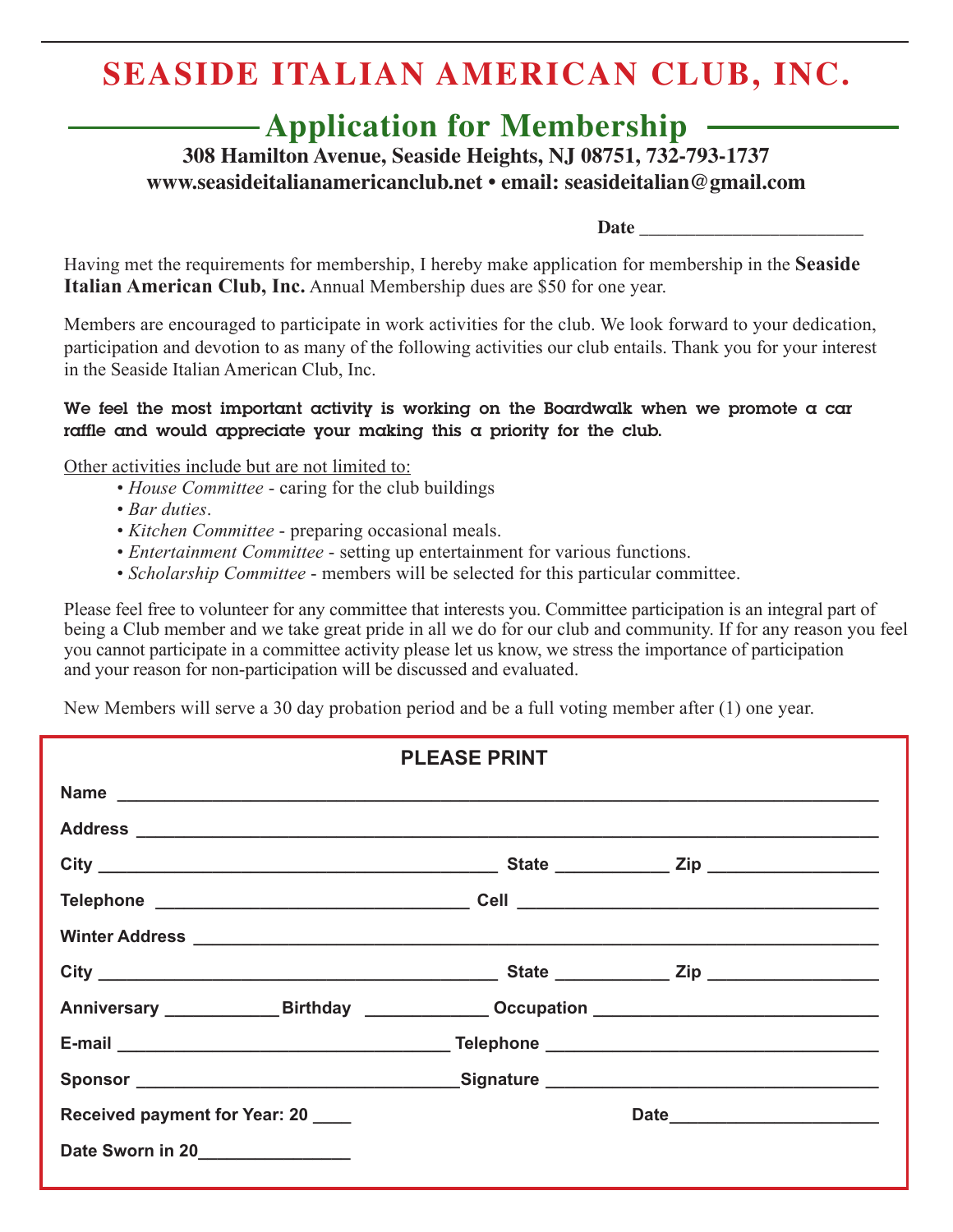# SEASIDE ITALIAN AMERICAN CLUB, INC.

## Application for Membership

**308 Hamilton Avenue, Seaside Heights, NJ 08751, 732-793-1737**
**www.seasideitalianamericanclub.net • email: seasideitalian@gmail.com**

**Date** ______________________

Having met the requirements for membership, I hereby make application for membership in the **Seaside Italian American Club, Inc.** Annual Membership dues are $50 for one year.

Members are encouraged to participate in work activities for the club. We look forward to your dedication, participation and devotion to as many of the following activities our club entails. Thank you for your interest in the Seaside Italian American Club, Inc.

**We feel the most important activity is working on the Boardwalk when we promote a car raffle and would appreciate your making this a priority for the club.**

Other activities include but are not limited to:

- *House Committee* - caring for the club buildings
- *Bar duties*.
- *Kitchen Committee* - preparing occasional meals.
- *Entertainment Committee* - setting up entertainment for various functions.
- *Scholarship Committee* - members will be selected for this particular committee.

Please feel free to volunteer for any committee that interests you. Committee participation is an integral part of being a Club member and we take great pride in all we do for our club and community. If for any reason you feel you cannot participate in a committee activity please let us know, we stress the importance of participation and your reason for non-participation will be discussed and evaluated.

New Members will serve a 30 day probation period and be a full voting member after (1) one year.

**PLEASE PRINT**

**Name** ________________________________________________

**Address** ________________________________________________

**City** ______________________ **State** __________ **Zip** ______________

**Telephone** ______________________ **Cell** ______________________

**Winter Address** ________________________________________________

**City** ______________________ **State** __________ **Zip** ______________

**Anniversary** __________ **Birthday** __________ **Occupation** ______________________

**E-mail** ______________________ **Telephone** ______________________

**Sponsor** ______________________ **Signature** ______________________

**Received payment for Year: 20** ____ **Date** ______________________

**Date Sworn in 20** ______________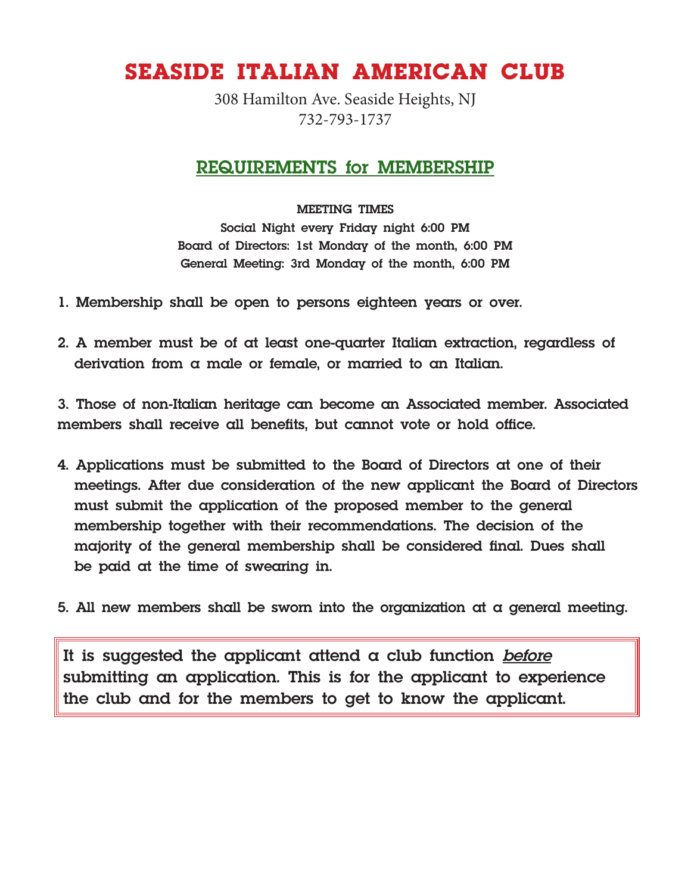# SEASIDE ITALIAN AMERICAN CLUB

308 Hamilton Ave. Seaside Heights, NJ
732-793-1737

## REQUIREMENTS for MEMBERSHIP

**MEETING TIMES**

Social Night every Friday night 6:00 PM
Board of Directors: 1st Monday of the month, 6:00 PM
General Meeting: 3rd Monday of the month, 6:00 PM

1. Membership shall be open to persons eighteen years or over.

2. A member must be of at least one-quarter Italian extraction, regardless of derivation from a male or female, or married to an Italian.

3. Those of non-Italian heritage can become an Associated member. Associated members shall receive all benefits, but cannot vote or hold office.

4. Applications must be submitted to the Board of Directors at one of their meetings. After due consideration of the new applicant the Board of Directors must submit the application of the proposed member to the general membership together with their recommendations. The decision of the majority of the general membership shall be considered final. Dues shall be paid at the time of swearing in.

5. All new members shall be sworn into the organization at a general meeting.

It is suggested the applicant attend a club function *before* submitting an application. This is for the applicant to experience the club and for the members to get to know the applicant.